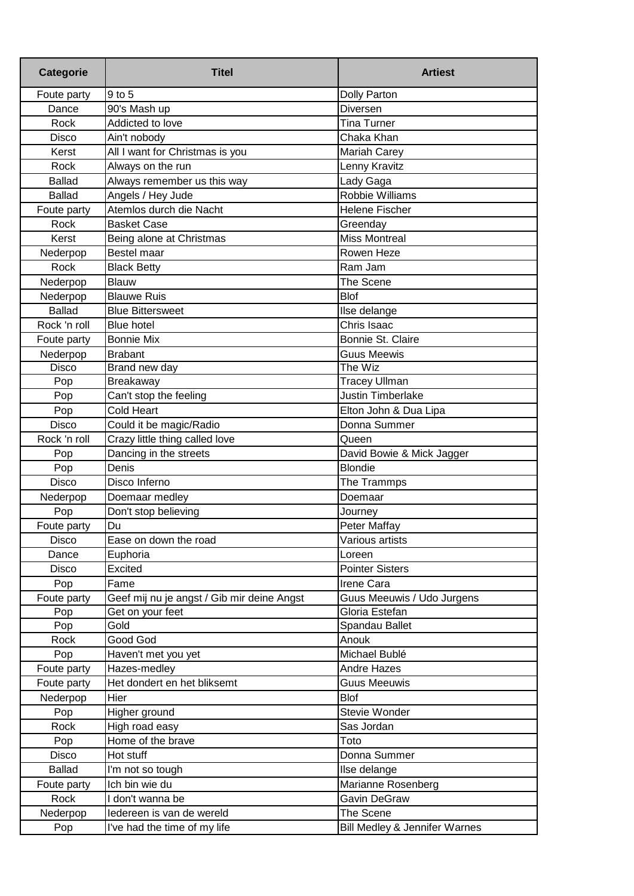| Categorie | Titel | Artiest |
| --- | --- | --- |
| Foute party | 9 to 5 | Dolly Parton |
| Dance | 90's Mash up | Diversen |
| Rock | Addicted to love | Tina Turner |
| Disco | Ain't nobody | Chaka Khan |
| Kerst | All I want for Christmas is you | Mariah Carey |
| Rock | Always on the run | Lenny Kravitz |
| Ballad | Always remember us this way | Lady Gaga |
| Ballad | Angels / Hey Jude | Robbie Williams |
| Foute party | Atemlos durch die Nacht | Helene Fischer |
| Rock | Basket Case | Greenday |
| Kerst | Being alone at Christmas | Miss Montreal |
| Nederpop | Bestel maar | Rowen Heze |
| Rock | Black Betty | Ram Jam |
| Nederpop | Blauw | The Scene |
| Nederpop | Blauwe Ruis | Blof |
| Ballad | Blue Bittersweet | Ilse delange |
| Rock 'n roll | Blue hotel | Chris Isaac |
| Foute party | Bonnie Mix | Bonnie St. Claire |
| Nederpop | Brabant | Guus Meewis |
| Disco | Brand new day | The Wiz |
| Pop | Breakaway | Tracey Ullman |
| Pop | Can't stop the feeling | Justin Timberlake |
| Pop | Cold Heart | Elton John & Dua Lipa |
| Disco | Could it be magic/Radio | Donna Summer |
| Rock 'n roll | Crazy little thing called love | Queen |
| Pop | Dancing in the streets | David Bowie & Mick Jagger |
| Pop | Denis | Blondie |
| Disco | Disco Inferno | The Trammps |
| Nederpop | Doemaar medley | Doemaar |
| Pop | Don't stop believing | Journey |
| Foute party | Du | Peter Maffay |
| Disco | Ease on down the road | Various artists |
| Dance | Euphoria | Loreen |
| Disco | Excited | Pointer Sisters |
| Pop | Fame | Irene Cara |
| Foute party | Geef mij nu je angst / Gib mir deine Angst | Guus Meeuwis / Udo Jurgens |
| Pop | Get on your feet | Gloria Estefan |
| Pop | Gold | Spandau Ballet |
| Rock | Good God | Anouk |
| Pop | Haven't met you yet | Michael Bublé |
| Foute party | Hazes-medley | Andre Hazes |
| Foute party | Het dondert en het bliksemt | Guus Meeuwis |
| Nederpop | Hier | Blof |
| Pop | Higher ground | Stevie Wonder |
| Rock | High road easy | Sas Jordan |
| Pop | Home of the brave | Toto |
| Disco | Hot stuff | Donna Summer |
| Ballad | I'm not so tough | Ilse delange |
| Foute party | Ich bin wie du | Marianne Rosenberg |
| Rock | I don't wanna be | Gavin DeGraw |
| Nederpop | Iedereen is van de wereld | The Scene |
| Pop | I've had the time of my life | Bill Medley & Jennifer Warnes |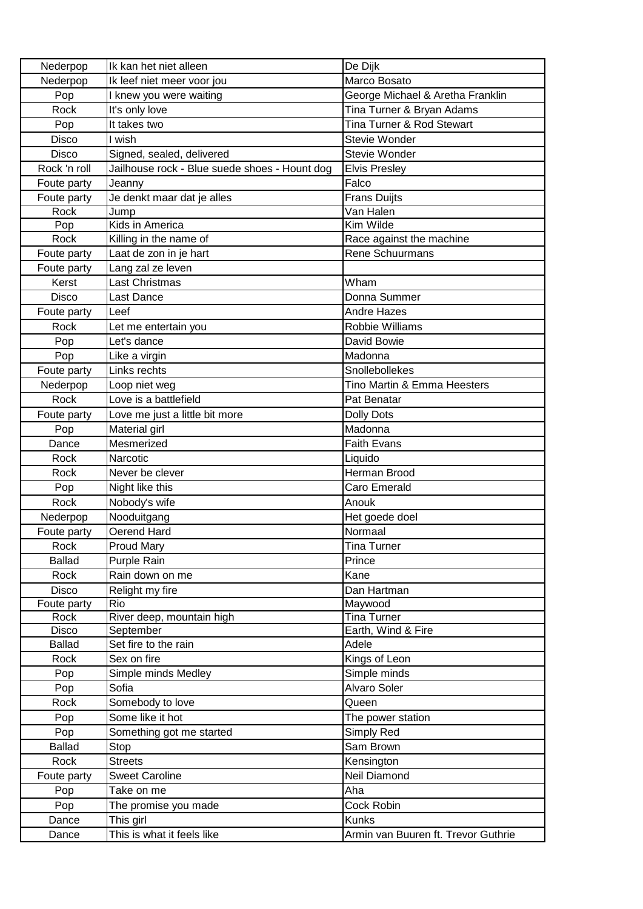| Nederpop | Ik kan het niet alleen | De Dijk |
|---|---|---|
| Nederpop | Ik leef niet meer voor jou | Marco Bosato |
| Pop | I knew you were waiting | George Michael & Aretha Franklin |
| Rock | It's only love | Tina Turner & Bryan Adams |
| Pop | It takes two | Tina Turner & Rod Stewart |
| Disco | I wish | Stevie Wonder |
| Disco | Signed, sealed, delivered | Stevie Wonder |
| Rock 'n roll | Jailhouse rock - Blue suede shoes - Hount dog | Elvis Presley |
| Foute party | Jeanny | Falco |
| Foute party | Je denkt maar dat je alles | Frans Duijts |
| Rock | Jump | Van Halen |
| Pop | Kids in America | Kim Wilde |
| Rock | Killing in the name of | Race against the machine |
| Foute party | Laat de zon in je hart | Rene Schuurmans |
| Foute party | Lang zal ze leven | |
| Kerst | Last Christmas | Wham |
| Disco | Last Dance | Donna Summer |
| Foute party | Leef | Andre Hazes |
| Rock | Let me entertain you | Robbie Williams |
| Pop | Let's dance | David Bowie |
| Pop | Like a virgin | Madonna |
| Foute party | Links rechts | Snollebollekes |
| Nederpop | Loop niet weg | Tino Martin & Emma Heesters |
| Rock | Love is a battlefield | Pat Benatar |
| Foute party | Love me just a little bit more | Dolly Dots |
| Pop | Material girl | Madonna |
| Dance | Mesmerized | Faith Evans |
| Rock | Narcotic | Liquido |
| Rock | Never be clever | Herman Brood |
| Pop | Night like this | Caro Emerald |
| Rock | Nobody's wife | Anouk |
| Nederpop | Nooduitgang | Het goede doel |
| Foute party | Oerend Hard | Normaal |
| Rock | Proud Mary | Tina Turner |
| Ballad | Purple Rain | Prince |
| Rock | Rain down on me | Kane |
| Disco | Relight my fire | Dan Hartman |
| Foute party | Rio | Maywood |
| Rock | River deep, mountain high | Tina Turner |
| Disco | September | Earth, Wind & Fire |
| Ballad | Set fire to the rain | Adele |
| Rock | Sex on fire | Kings of Leon |
| Pop | Simple minds Medley | Simple minds |
| Pop | Sofia | Alvaro Soler |
| Rock | Somebody to love | Queen |
| Pop | Some like it hot | The power station |
| Pop | Something got me started | Simply Red |
| Ballad | Stop | Sam Brown |
| Rock | Streets | Kensington |
| Foute party | Sweet Caroline | Neil Diamond |
| Pop | Take on me | Aha |
| Pop | The promise you made | Cock Robin |
| Dance | This girl | Kunks |
| Dance | This is what it feels like | Armin van Buuren ft. Trevor Guthrie |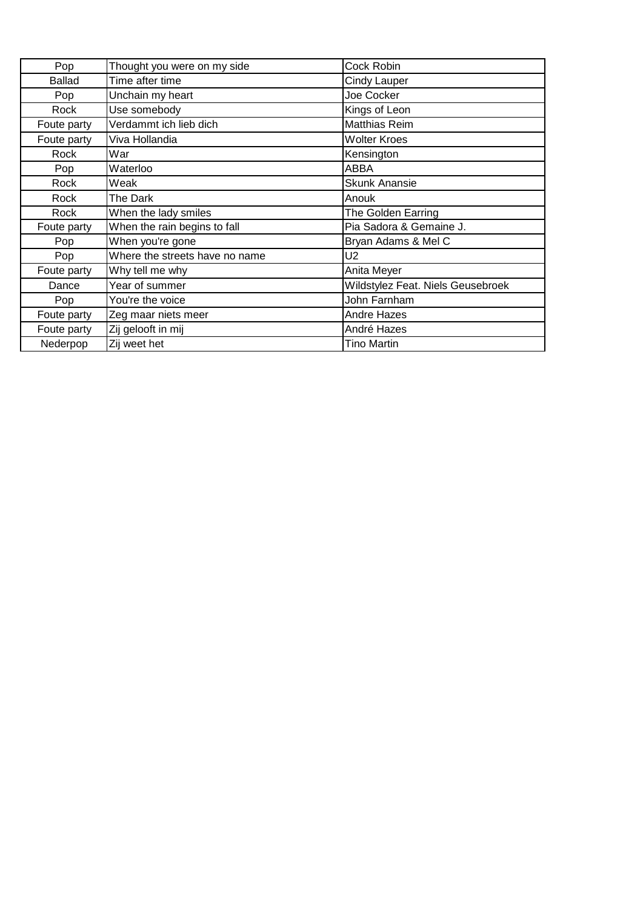| | | |
|---|---|---|
| Pop | Thought you were on my side | Cock Robin |
| Ballad | Time after time | Cindy Lauper |
| Pop | Unchain my heart | Joe Cocker |
| Rock | Use somebody | Kings of Leon |
| Foute party | Verdammt ich lieb dich | Matthias Reim |
| Foute party | Viva Hollandia | Wolter Kroes |
| Rock | War | Kensington |
| Pop | Waterloo | ABBA |
| Rock | Weak | Skunk Anansie |
| Rock | The Dark | Anouk |
| Rock | When the lady smiles | The Golden Earring |
| Foute party | When the rain begins to fall | Pia Sadora & Gemaine J. |
| Pop | When you're gone | Bryan Adams & Mel C |
| Pop | Where the streets have no name | U2 |
| Foute party | Why tell me why | Anita Meyer |
| Dance | Year of summer | Wildstylez Feat. Niels Geusebroek |
| Pop | You're the voice | John Farnham |
| Foute party | Zeg maar niets meer | Andre Hazes |
| Foute party | Zij gelooft in mij | André Hazes |
| Nederpop | Zij weet het | Tino Martin |